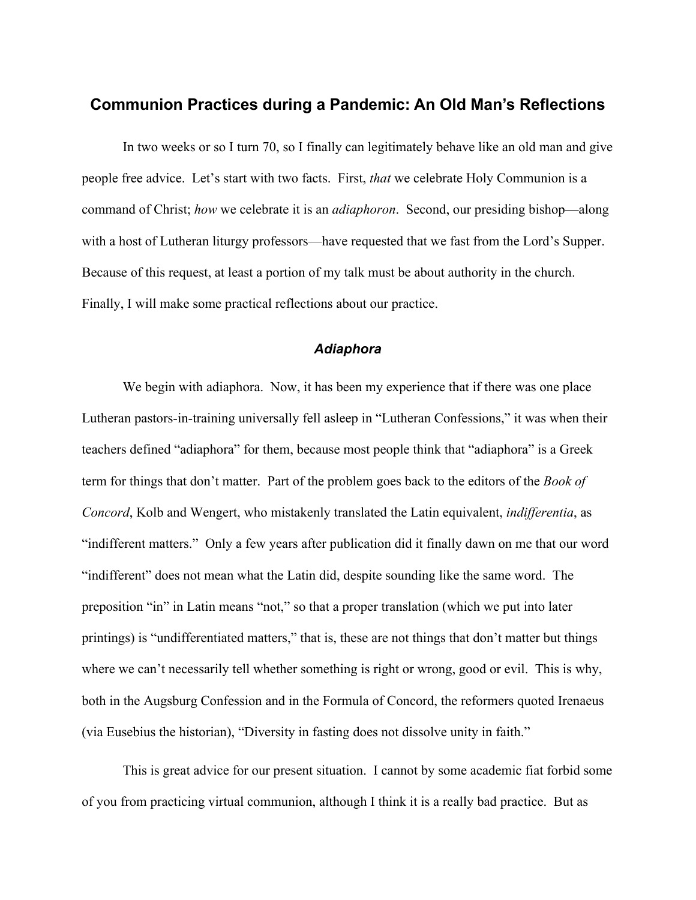# Communion Practices during a Pandemic: An Old Man's Reflections

In two weeks or so I turn 70, so I finally can legitimately behave like an old man and give people free advice. Let's start with two facts. First, *that* we celebrate Holy Communion is a command of Christ; *how* we celebrate it is an *adiaphoron*. Second, our presiding bishop—along with a host of Lutheran liturgy professors—have requested that we fast from the Lord's Supper. Because of this request, at least a portion of my talk must be about authority in the church. Finally, I will make some practical reflections about our practice.

## *Adiaphora*

We begin with adiaphora. Now, it has been my experience that if there was one place Lutheran pastors-in-training universally fell asleep in "Lutheran Confessions," it was when their teachers defined "adiaphora" for them, because most people think that "adiaphora" is a Greek term for things that don't matter. Part of the problem goes back to the editors of the *Book of Concord*, Kolb and Wengert, who mistakenly translated the Latin equivalent, *indifferentia*, as "indifferent matters." Only a few years after publication did it finally dawn on me that our word "indifferent" does not mean what the Latin did, despite sounding like the same word. The preposition "in" in Latin means "not," so that a proper translation (which we put into later printings) is "undifferentiated matters," that is, these are not things that don't matter but things where we can't necessarily tell whether something is right or wrong, good or evil. This is why, both in the Augsburg Confession and in the Formula of Concord, the reformers quoted Irenaeus (via Eusebius the historian), "Diversity in fasting does not dissolve unity in faith."

This is great advice for our present situation. I cannot by some academic fiat forbid some of you from practicing virtual communion, although I think it is a really bad practice. But as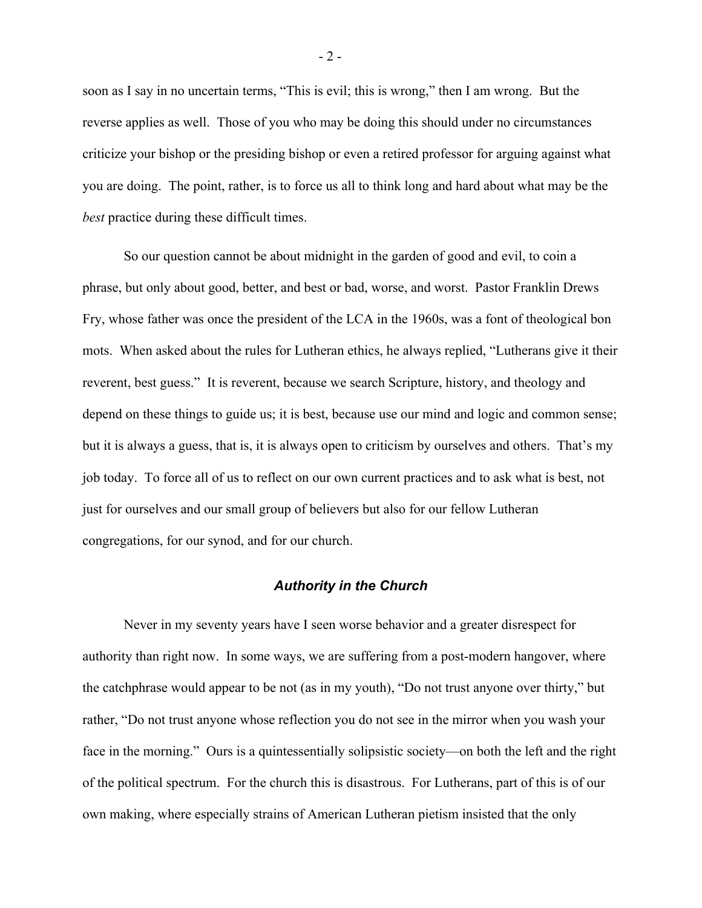soon as I say in no uncertain terms, "This is evil; this is wrong," then I am wrong. But the reverse applies as well. Those of you who may be doing this should under no circumstances criticize your bishop or the presiding bishop or even a retired professor for arguing against what you are doing. The point, rather, is to force us all to think long and hard about what may be the *best* practice during these difficult times.

So our question cannot be about midnight in the garden of good and evil, to coin a phrase, but only about good, better, and best or bad, worse, and worst. Pastor Franklin Drews Fry, whose father was once the president of the LCA in the 1960s, was a font of theological bon mots. When asked about the rules for Lutheran ethics, he always replied, "Lutherans give it their reverent, best guess." It is reverent, because we search Scripture, history, and theology and depend on these things to guide us; it is best, because use our mind and logic and common sense; but it is always a guess, that is, it is always open to criticism by ourselves and others. That's my job today. To force all of us to reflect on our own current practices and to ask what is best, not just for ourselves and our small group of believers but also for our fellow Lutheran congregations, for our synod, and for our church.

### *Authority in the Church*

Never in my seventy years have I seen worse behavior and a greater disrespect for authority than right now. In some ways, we are suffering from a post-modern hangover, where the catchphrase would appear to be not (as in my youth), "Do not trust anyone over thirty," but rather, "Do not trust anyone whose reflection you do not see in the mirror when you wash your face in the morning." Ours is a quintessentially solipsistic society—on both the left and the right of the political spectrum. For the church this is disastrous. For Lutherans, part of this is of our own making, where especially strains of American Lutheran pietism insisted that the only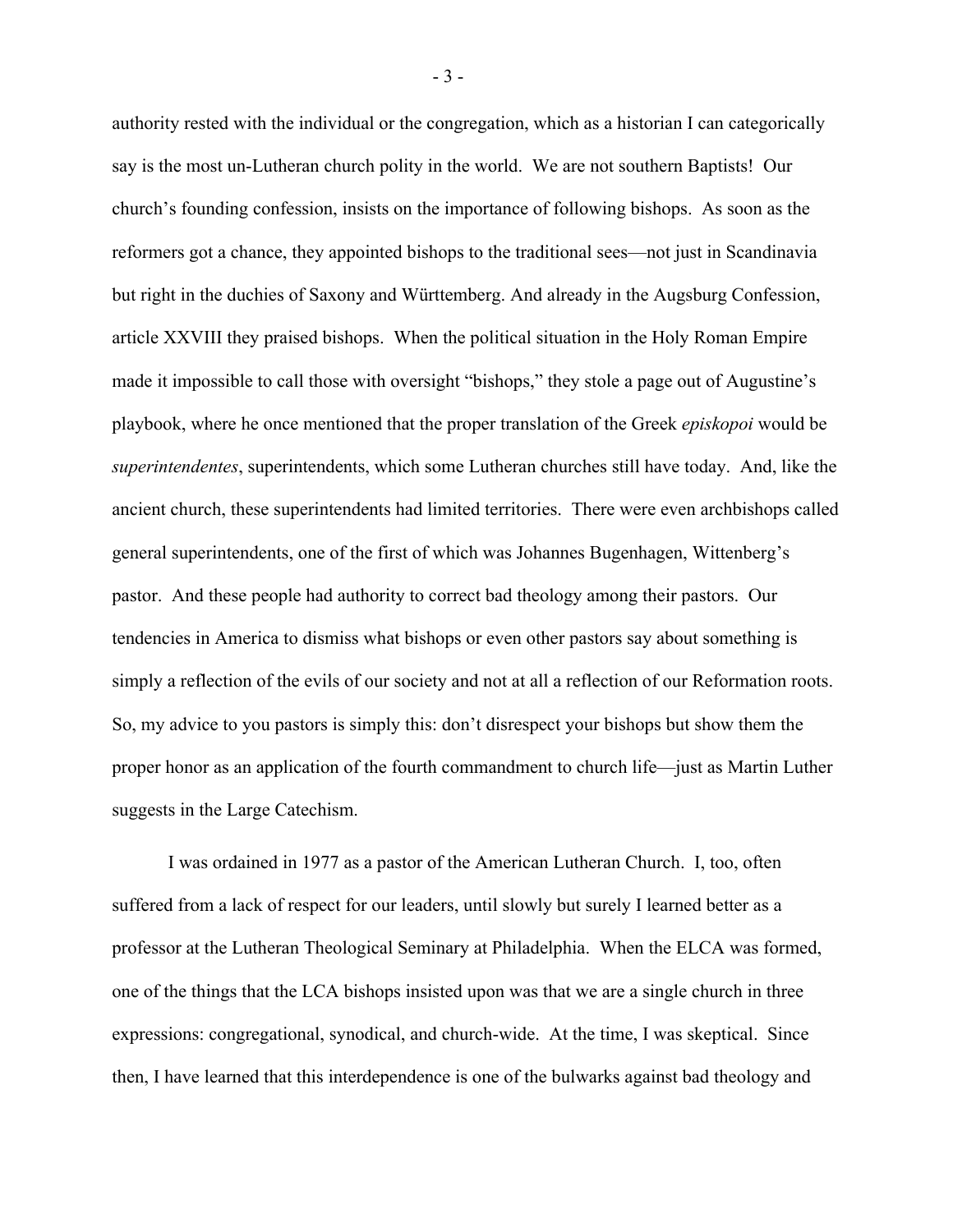authority rested with the individual or the congregation, which as a historian I can categorically say is the most un-Lutheran church polity in the world. We are not southern Baptists! Our church's founding confession, insists on the importance of following bishops. As soon as the reformers got a chance, they appointed bishops to the traditional sees—not just in Scandinavia but right in the duchies of Saxony and Württemberg. And already in the Augsburg Confession, article XXVIII they praised bishops. When the political situation in the Holy Roman Empire made it impossible to call those with oversight "bishops," they stole a page out of Augustine's playbook, where he once mentioned that the proper translation of the Greek *episkopoi* would be *superintendentes*, superintendents, which some Lutheran churches still have today. And, like the ancient church, these superintendents had limited territories. There were even archbishops called general superintendents, one of the first of which was Johannes Bugenhagen, Wittenberg's pastor. And these people had authority to correct bad theology among their pastors. Our tendencies in America to dismiss what bishops or even other pastors say about something is simply a reflection of the evils of our society and not at all a reflection of our Reformation roots. So, my advice to you pastors is simply this: don't disrespect your bishops but show them the proper honor as an application of the fourth commandment to church life—just as Martin Luther suggests in the Large Catechism.

I was ordained in 1977 as a pastor of the American Lutheran Church. I, too, often suffered from a lack of respect for our leaders, until slowly but surely I learned better as a professor at the Lutheran Theological Seminary at Philadelphia. When the ELCA was formed, one of the things that the LCA bishops insisted upon was that we are a single church in three expressions: congregational, synodical, and church-wide. At the time, I was skeptical. Since then, I have learned that this interdependence is one of the bulwarks against bad theology and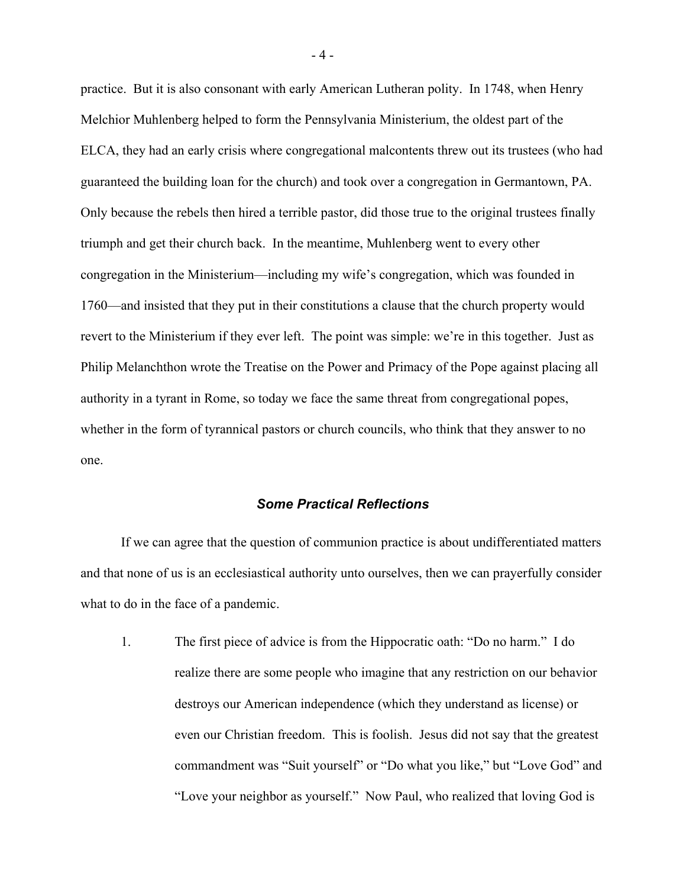practice. But it is also consonant with early American Lutheran polity. In 1748, when Henry Melchior Muhlenberg helped to form the Pennsylvania Ministerium, the oldest part of the ELCA, they had an early crisis where congregational malcontents threw out its trustees (who had guaranteed the building loan for the church) and took over a congregation in Germantown, PA. Only because the rebels then hired a terrible pastor, did those true to the original trustees finally triumph and get their church back. In the meantime, Muhlenberg went to every other congregation in the Ministerium—including my wife's congregation, which was founded in 1760—and insisted that they put in their constitutions a clause that the church property would revert to the Ministerium if they ever left. The point was simple: we're in this together. Just as Philip Melanchthon wrote the Treatise on the Power and Primacy of the Pope against placing all authority in a tyrant in Rome, so today we face the same threat from congregational popes, whether in the form of tyrannical pastors or church councils, who think that they answer to no one.

### ***Some Practical Reflections***

If we can agree that the question of communion practice is about undifferentiated matters and that none of us is an ecclesiastical authority unto ourselves, then we can prayerfully consider what to do in the face of a pandemic.

1. The first piece of advice is from the Hippocratic oath: "Do no harm." I do realize there are some people who imagine that any restriction on our behavior destroys our American independence (which they understand as license) or even our Christian freedom. This is foolish. Jesus did not say that the greatest commandment was "Suit yourself" or "Do what you like," but "Love God" and "Love your neighbor as yourself." Now Paul, who realized that loving God is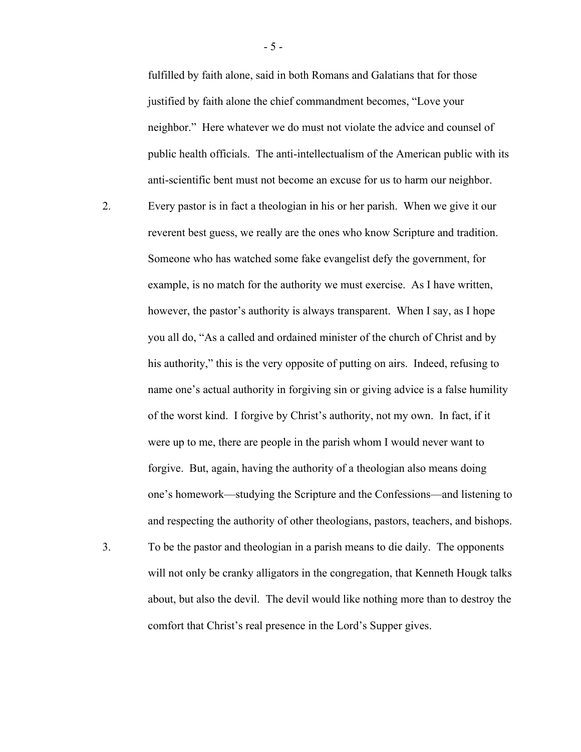fulfilled by faith alone, said in both Romans and Galatians that for those justified by faith alone the chief commandment becomes, "Love your neighbor." Here whatever we do must not violate the advice and counsel of public health officials. The anti-intellectualism of the American public with its anti-scientific bent must not become an excuse for us to harm our neighbor.

2. Every pastor is in fact a theologian in his or her parish. When we give it our reverent best guess, we really are the ones who know Scripture and tradition. Someone who has watched some fake evangelist defy the government, for example, is no match for the authority we must exercise. As I have written, however, the pastor's authority is always transparent. When I say, as I hope you all do, "As a called and ordained minister of the church of Christ and by his authority," this is the very opposite of putting on airs. Indeed, refusing to name one's actual authority in forgiving sin or giving advice is a false humility of the worst kind. I forgive by Christ's authority, not my own. In fact, if it were up to me, there are people in the parish whom I would never want to forgive. But, again, having the authority of a theologian also means doing one's homework—studying the Scripture and the Confessions—and listening to and respecting the authority of other theologians, pastors, teachers, and bishops.

3. To be the pastor and theologian in a parish means to die daily. The opponents will not only be cranky alligators in the congregation, that Kenneth Hougk talks about, but also the devil. The devil would like nothing more than to destroy the comfort that Christ's real presence in the Lord's Supper gives.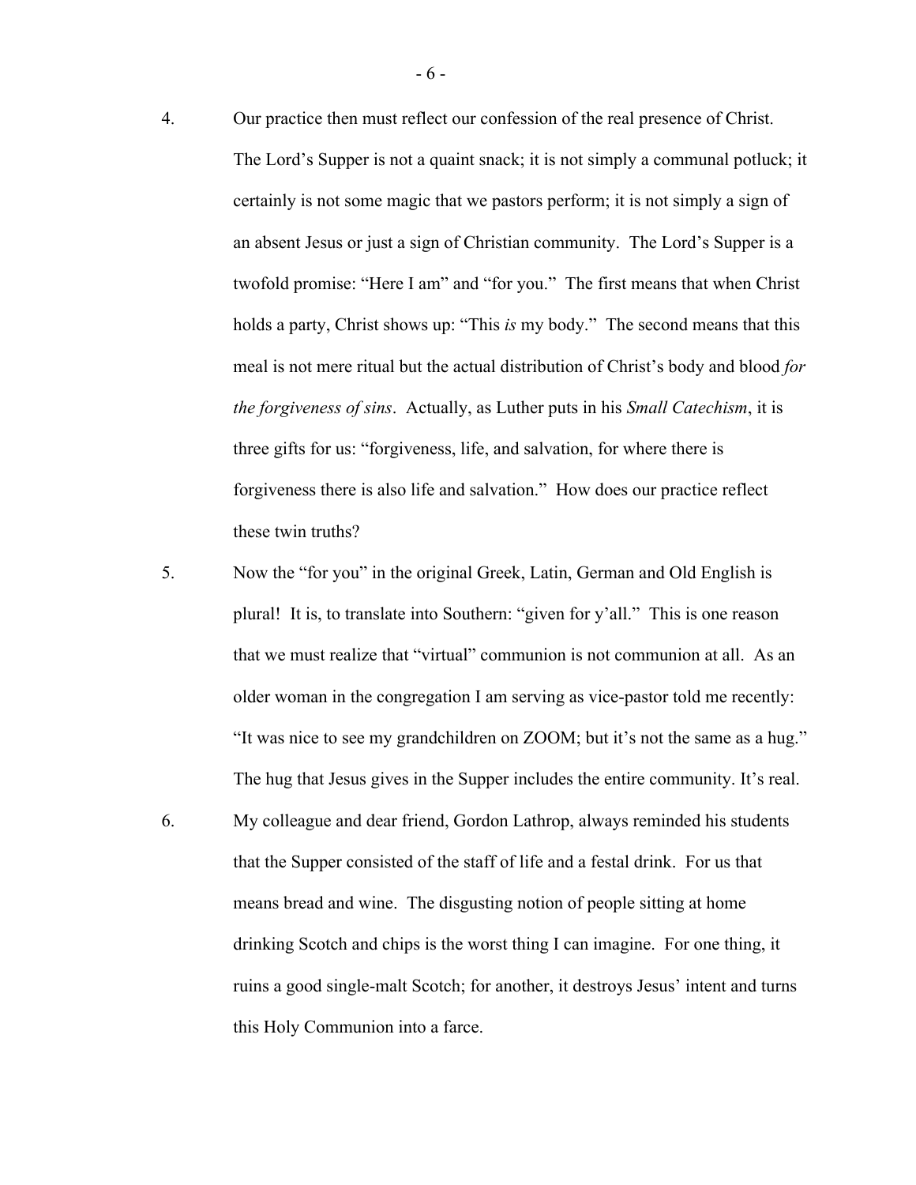4. Our practice then must reflect our confession of the real presence of Christ. The Lord's Supper is not a quaint snack; it is not simply a communal potluck; it certainly is not some magic that we pastors perform; it is not simply a sign of an absent Jesus or just a sign of Christian community. The Lord's Supper is a twofold promise: "Here I am" and "for you." The first means that when Christ holds a party, Christ shows up: "This *is* my body." The second means that this meal is not mere ritual but the actual distribution of Christ's body and blood *for the forgiveness of sins*. Actually, as Luther puts in his *Small Catechism*, it is three gifts for us: "forgiveness, life, and salvation, for where there is forgiveness there is also life and salvation." How does our practice reflect these twin truths?

5. Now the "for you" in the original Greek, Latin, German and Old English is plural! It is, to translate into Southern: "given for y'all." This is one reason that we must realize that "virtual" communion is not communion at all. As an older woman in the congregation I am serving as vice-pastor told me recently: "It was nice to see my grandchildren on ZOOM; but it's not the same as a hug." The hug that Jesus gives in the Supper includes the entire community. It's real.

6. My colleague and dear friend, Gordon Lathrop, always reminded his students that the Supper consisted of the staff of life and a festal drink. For us that means bread and wine. The disgusting notion of people sitting at home drinking Scotch and chips is the worst thing I can imagine. For one thing, it ruins a good single-malt Scotch; for another, it destroys Jesus' intent and turns this Holy Communion into a farce.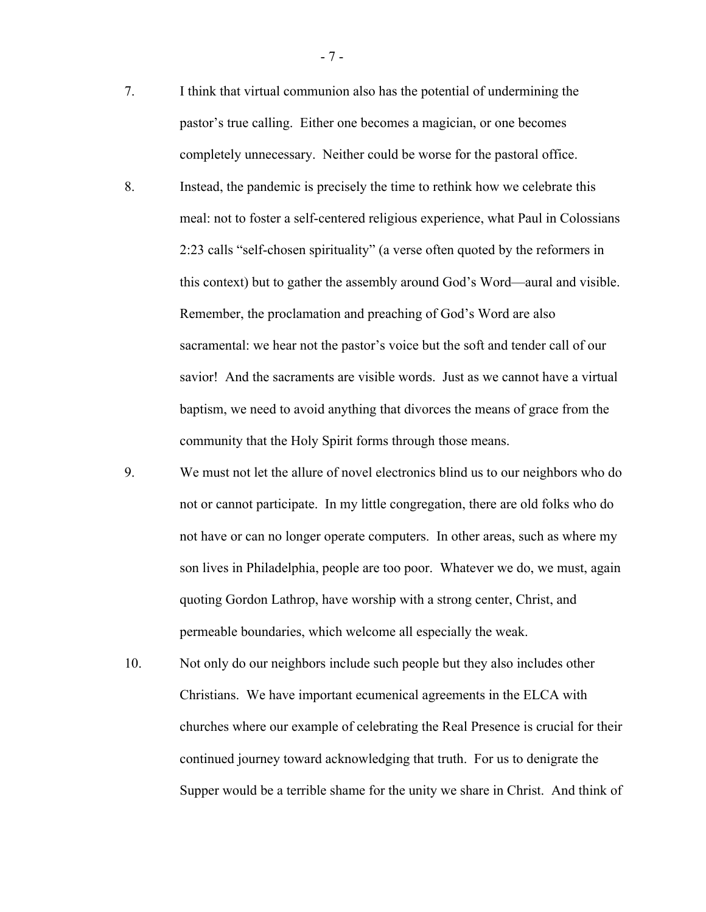7. I think that virtual communion also has the potential of undermining the pastor's true calling. Either one becomes a magician, or one becomes completely unnecessary. Neither could be worse for the pastoral office.

8. Instead, the pandemic is precisely the time to rethink how we celebrate this meal: not to foster a self-centered religious experience, what Paul in Colossians 2:23 calls "self-chosen spirituality" (a verse often quoted by the reformers in this context) but to gather the assembly around God's Word—aural and visible. Remember, the proclamation and preaching of God's Word are also sacramental: we hear not the pastor's voice but the soft and tender call of our savior! And the sacraments are visible words. Just as we cannot have a virtual baptism, we need to avoid anything that divorces the means of grace from the community that the Holy Spirit forms through those means.

9. We must not let the allure of novel electronics blind us to our neighbors who do not or cannot participate. In my little congregation, there are old folks who do not have or can no longer operate computers. In other areas, such as where my son lives in Philadelphia, people are too poor. Whatever we do, we must, again quoting Gordon Lathrop, have worship with a strong center, Christ, and permeable boundaries, which welcome all especially the weak.

10. Not only do our neighbors include such people but they also includes other Christians. We have important ecumenical agreements in the ELCA with churches where our example of celebrating the Real Presence is crucial for their continued journey toward acknowledging that truth. For us to denigrate the Supper would be a terrible shame for the unity we share in Christ. And think of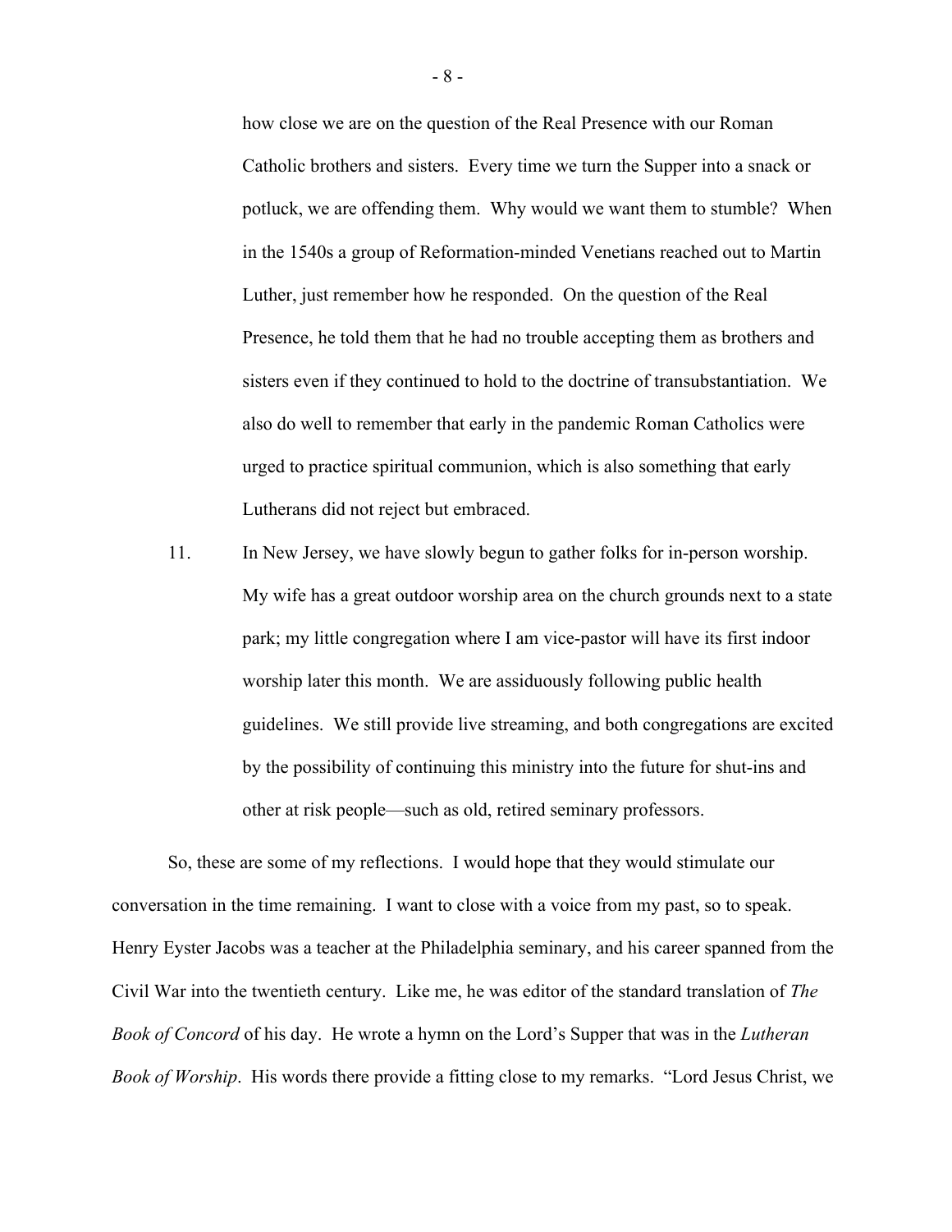how close we are on the question of the Real Presence with our Roman Catholic brothers and sisters. Every time we turn the Supper into a snack or potluck, we are offending them. Why would we want them to stumble? When in the 1540s a group of Reformation-minded Venetians reached out to Martin Luther, just remember how he responded. On the question of the Real Presence, he told them that he had no trouble accepting them as brothers and sisters even if they continued to hold to the doctrine of transubstantiation. We also do well to remember that early in the pandemic Roman Catholics were urged to practice spiritual communion, which is also something that early Lutherans did not reject but embraced.

11. In New Jersey, we have slowly begun to gather folks for in-person worship. My wife has a great outdoor worship area on the church grounds next to a state park; my little congregation where I am vice-pastor will have its first indoor worship later this month. We are assiduously following public health guidelines. We still provide live streaming, and both congregations are excited by the possibility of continuing this ministry into the future for shut-ins and other at risk people—such as old, retired seminary professors.

So, these are some of my reflections. I would hope that they would stimulate our conversation in the time remaining. I want to close with a voice from my past, so to speak. Henry Eyster Jacobs was a teacher at the Philadelphia seminary, and his career spanned from the Civil War into the twentieth century. Like me, he was editor of the standard translation of *The Book of Concord* of his day. He wrote a hymn on the Lord's Supper that was in the *Lutheran Book of Worship*. His words there provide a fitting close to my remarks. "Lord Jesus Christ, we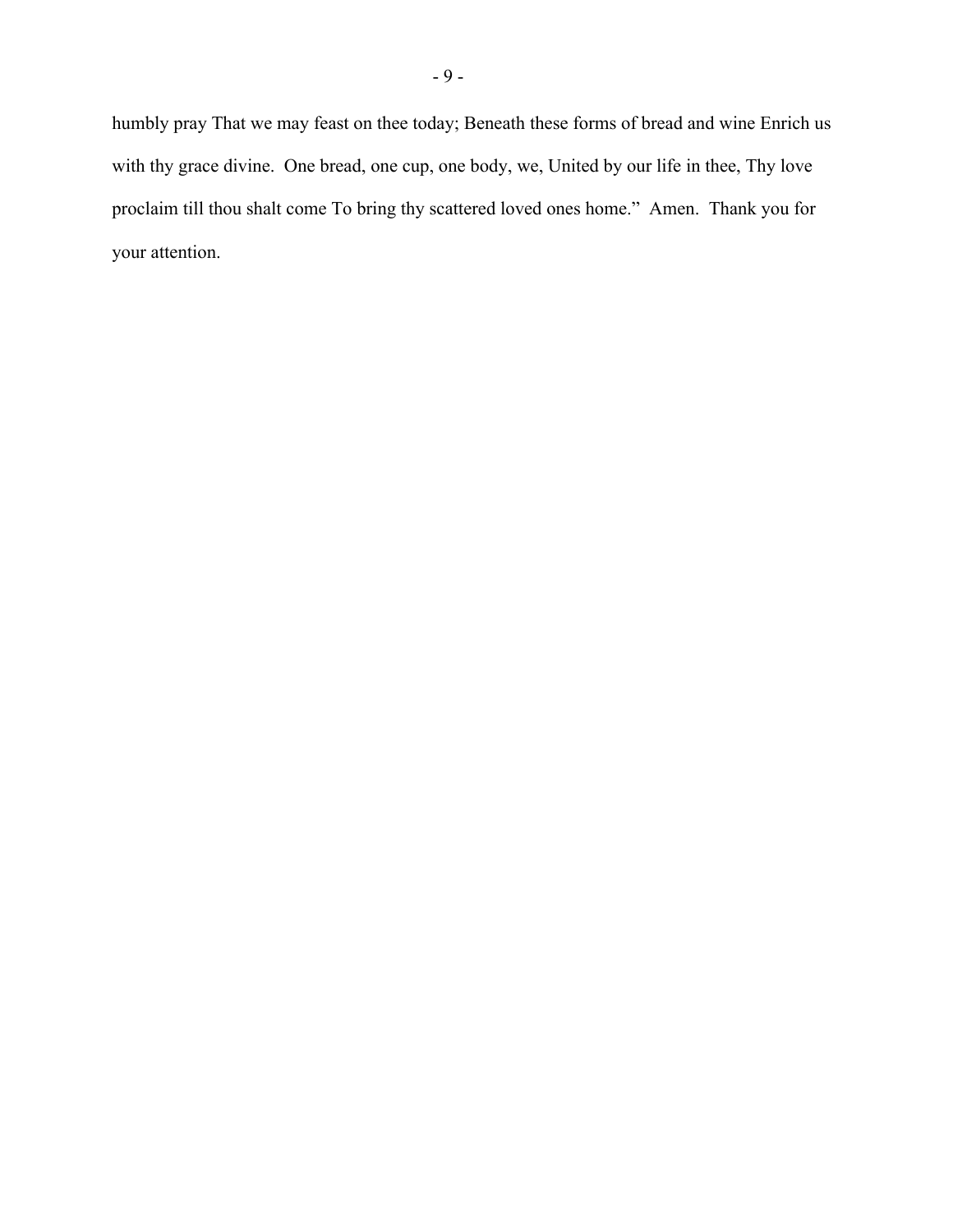humbly pray That we may feast on thee today; Beneath these forms of bread and wine Enrich us with thy grace divine. One bread, one cup, one body, we, United by our life in thee, Thy love proclaim till thou shalt come To bring thy scattered loved ones home." Amen. Thank you for your attention.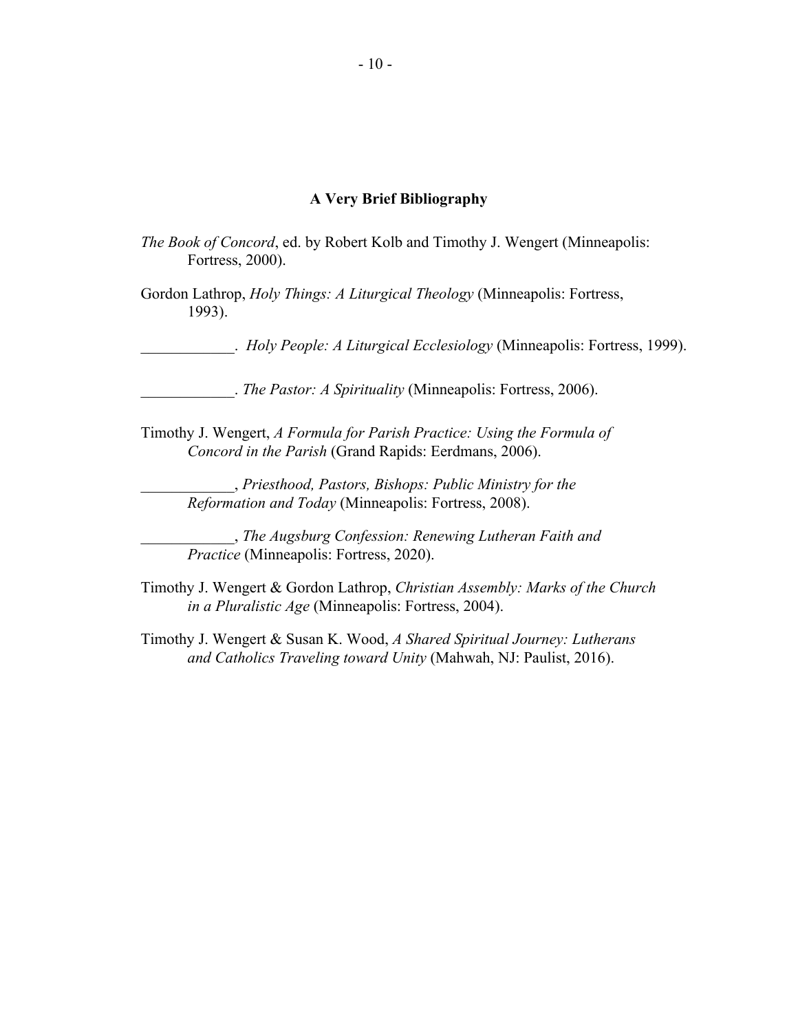## A Very Brief Bibliography

*The Book of Concord*, ed. by Robert Kolb and Timothy J. Wengert (Minneapolis: Fortress, 2000).

Gordon Lathrop, *Holy Things: A Liturgical Theology* (Minneapolis: Fortress, 1993).

____________. *Holy People: A Liturgical Ecclesiology* (Minneapolis: Fortress, 1999).

____________. *The Pastor: A Spirituality* (Minneapolis: Fortress, 2006).

Timothy J. Wengert, *A Formula for Parish Practice: Using the Formula of Concord in the Parish* (Grand Rapids: Eerdmans, 2006).

____________, *Priesthood, Pastors, Bishops: Public Ministry for the Reformation and Today* (Minneapolis: Fortress, 2008).

____________, *The Augsburg Confession: Renewing Lutheran Faith and Practice* (Minneapolis: Fortress, 2020).

Timothy J. Wengert & Gordon Lathrop, *Christian Assembly: Marks of the Church in a Pluralistic Age* (Minneapolis: Fortress, 2004).

Timothy J. Wengert & Susan K. Wood, *A Shared Spiritual Journey: Lutherans and Catholics Traveling toward Unity* (Mahwah, NJ: Paulist, 2016).